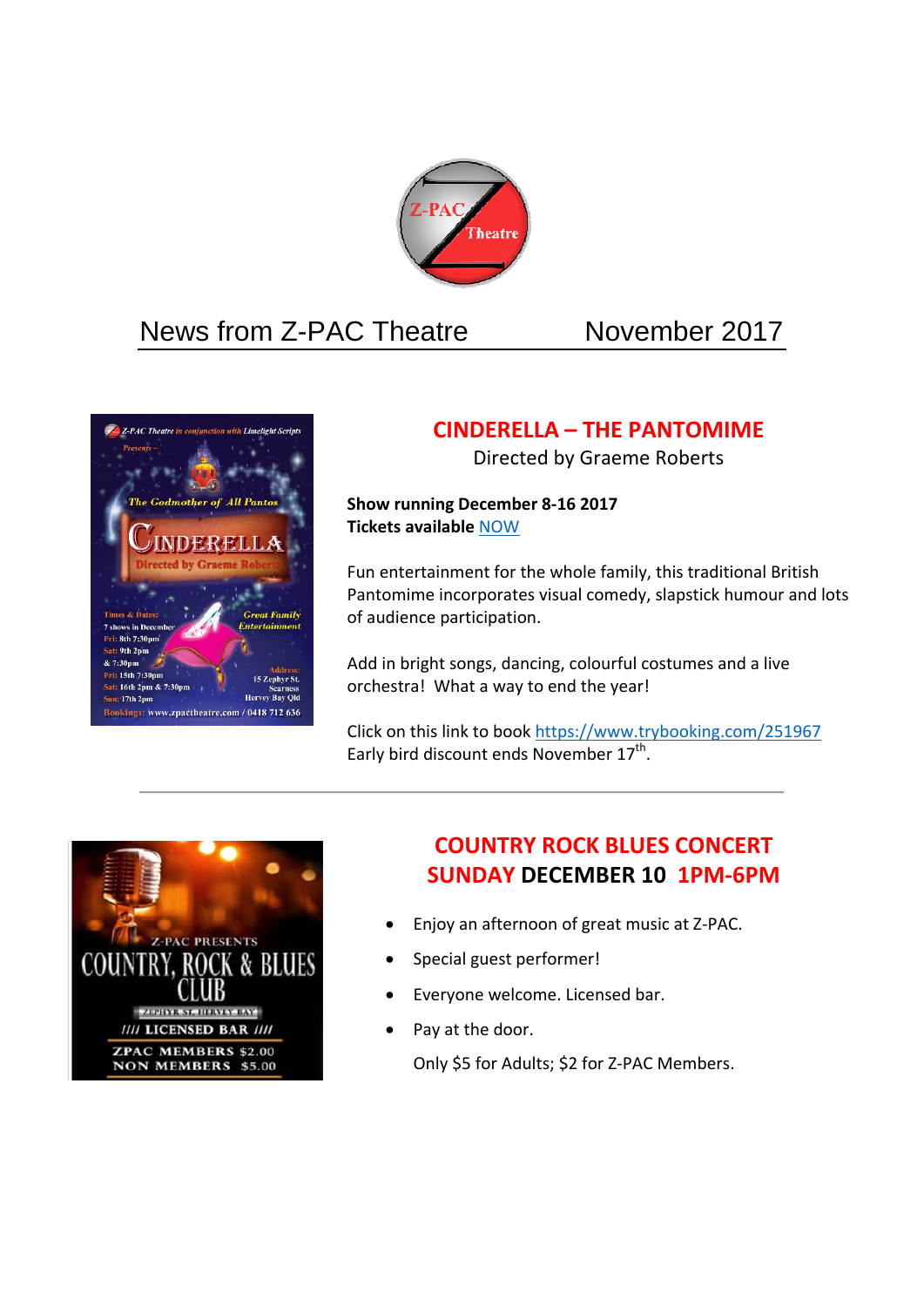# News from Z-PAC Theatre — November 2017

## CINDERELLA – THE PANTOMIME

Directed by Graeme Roberts

**Show running December 8-16 2017**
**Tickets available** NOW

Fun entertainment for the whole family, this traditional British Pantomime incorporates visual comedy, slapstick humour and lots of audience participation.

Add in bright songs, dancing, colourful costumes and a live orchestra! What a way to end the year!

Click on this link to book https://www.trybooking.com/251967
Early bird discount ends November 17th.

---

## COUNTRY ROCK BLUES CONCERT
## SUNDAY DECEMBER 10 1PM-6PM

- Enjoy an afternoon of great music at Z-PAC.
- Special guest performer!
- Everyone welcome. Licensed bar.
- Pay at the door.

  Only $5 for Adults; $2 for Z-PAC Members.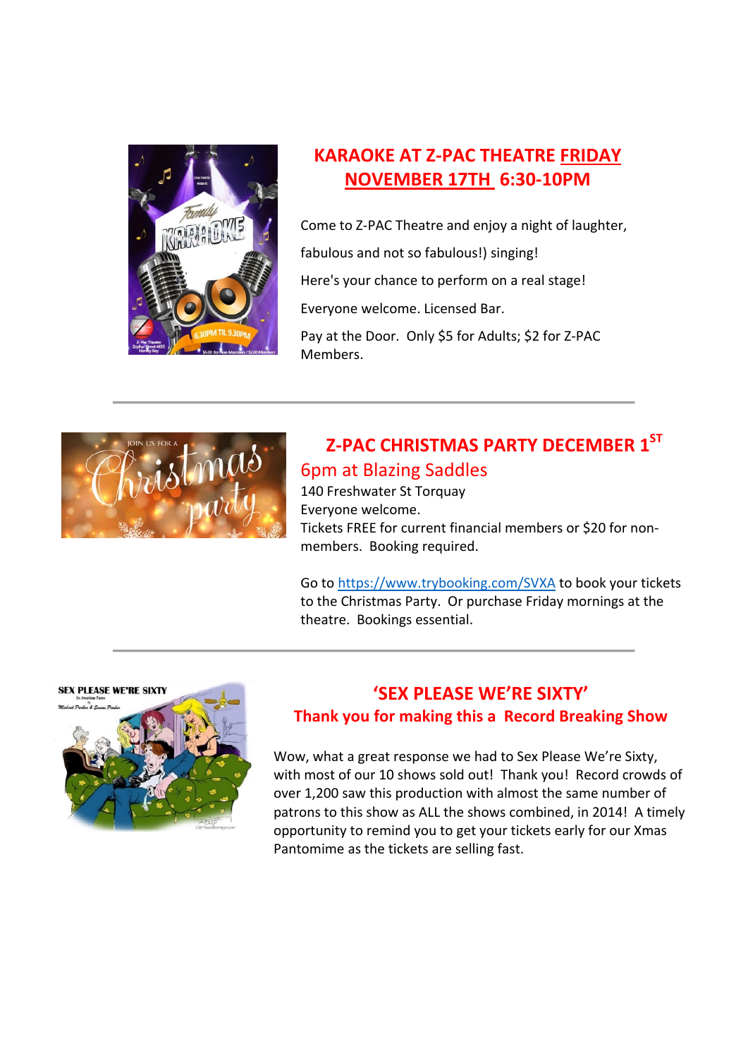## KARAOKE AT Z-PAC THEATRE FRIDAY NOVEMBER 17TH 6:30-10PM

Come to Z-PAC Theatre and enjoy a night of laughter, fabulous and not so fabulous!) singing!

Here's your chance to perform on a real stage!

Everyone welcome. Licensed Bar.

Pay at the Door. Only $5 for Adults; $2 for Z-PAC Members.

---

## Z-PAC CHRISTMAS PARTY DECEMBER 1ST

### 6pm at Blazing Saddles

140 Freshwater St Torquay
Everyone welcome.
Tickets FREE for current financial members or $20 for non-members. Booking required.

Go to https://www.trybooking.com/SVXA to book your tickets to the Christmas Party. Or purchase Friday mornings at the theatre. Bookings essential.

---

## 'SEX PLEASE WE'RE SIXTY'

### Thank you for making this a Record Breaking Show

Wow, what a great response we had to Sex Please We're Sixty, with most of our 10 shows sold out! Thank you! Record crowds of over 1,200 saw this production with almost the same number of patrons to this show as ALL the shows combined, in 2014! A timely opportunity to remind you to get your tickets early for our Xmas Pantomime as the tickets are selling fast.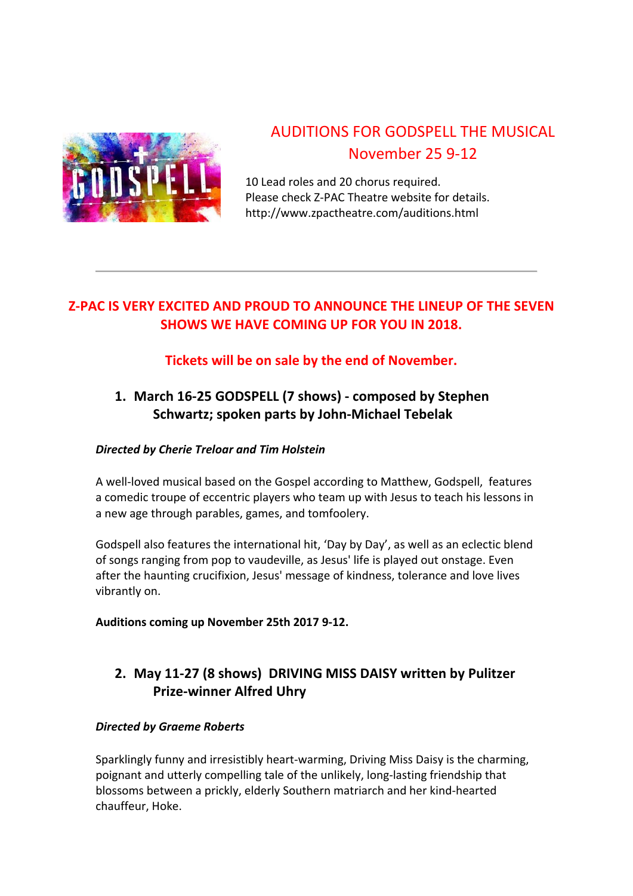## AUDITIONS FOR GODSPELL THE MUSICAL
## November 25 9-12

10 Lead roles and 20 chorus required.
Please check Z-PAC Theatre website for details.
http://www.zpactheatre.com/auditions.html

---

## Z-PAC IS VERY EXCITED AND PROUD TO ANNOUNCE THE LINEUP OF THE SEVEN SHOWS WE HAVE COMING UP FOR YOU IN 2018.

### Tickets will be on sale by the end of November.

1. **March 16-25 GODSPELL (7 shows) - composed by Stephen Schwartz; spoken parts by John-Michael Tebelak**

***Directed by Cherie Treloar and Tim Holstein***

A well-loved musical based on the Gospel according to Matthew, Godspell, features a comedic troupe of eccentric players who team up with Jesus to teach his lessons in a new age through parables, games, and tomfoolery.

Godspell also features the international hit, 'Day by Day', as well as an eclectic blend of songs ranging from pop to vaudeville, as Jesus' life is played out onstage. Even after the haunting crucifixion, Jesus' message of kindness, tolerance and love lives vibrantly on.

**Auditions coming up November 25th 2017 9-12.**

2. **May 11-27 (8 shows) DRIVING MISS DAISY written by Pulitzer Prize-winner Alfred Uhry**

***Directed by Graeme Roberts***

Sparklingly funny and irresistibly heart-warming, Driving Miss Daisy is the charming, poignant and utterly compelling tale of the unlikely, long-lasting friendship that blossoms between a prickly, elderly Southern matriarch and her kind-hearted chauffeur, Hoke.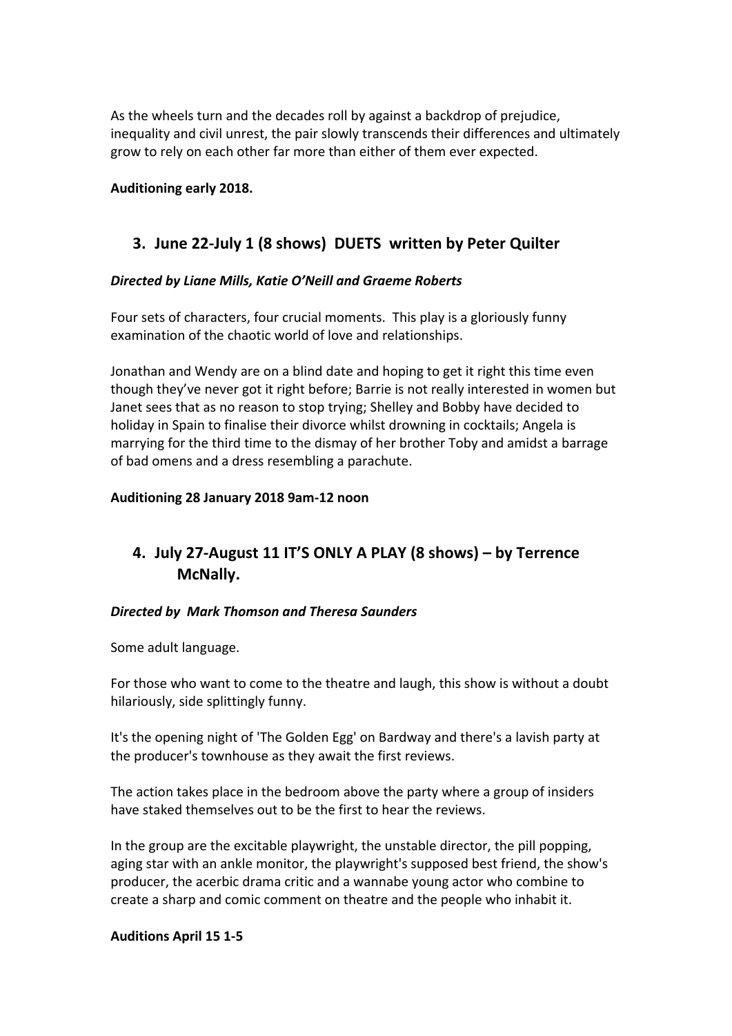As the wheels turn and the decades roll by against a backdrop of prejudice, inequality and civil unrest, the pair slowly transcends their differences and ultimately grow to rely on each other far more than either of them ever expected.

**Auditioning early 2018.**

## 3. June 22-July 1 (8 shows) DUETS written by Peter Quilter

***Directed by Liane Mills, Katie O'Neill and Graeme Roberts***

Four sets of characters, four crucial moments. This play is a gloriously funny examination of the chaotic world of love and relationships.

Jonathan and Wendy are on a blind date and hoping to get it right this time even though they've never got it right before; Barrie is not really interested in women but Janet sees that as no reason to stop trying; Shelley and Bobby have decided to holiday in Spain to finalise their divorce whilst drowning in cocktails; Angela is marrying for the third time to the dismay of her brother Toby and amidst a barrage of bad omens and a dress resembling a parachute.

**Auditioning 28 January 2018 9am-12 noon**

## 4. July 27-August 11 IT'S ONLY A PLAY (8 shows) – by Terrence McNally.

***Directed by Mark Thomson and Theresa Saunders***

Some adult language.

For those who want to come to the theatre and laugh, this show is without a doubt hilariously, side splittingly funny.

It's the opening night of 'The Golden Egg' on Bardway and there's a lavish party at the producer's townhouse as they await the first reviews.

The action takes place in the bedroom above the party where a group of insiders have staked themselves out to be the first to hear the reviews.

In the group are the excitable playwright, the unstable director, the pill popping, aging star with an ankle monitor, the playwright's supposed best friend, the show's producer, the acerbic drama critic and a wannabe young actor who combine to create a sharp and comic comment on theatre and the people who inhabit it.

**Auditions April 15 1-5**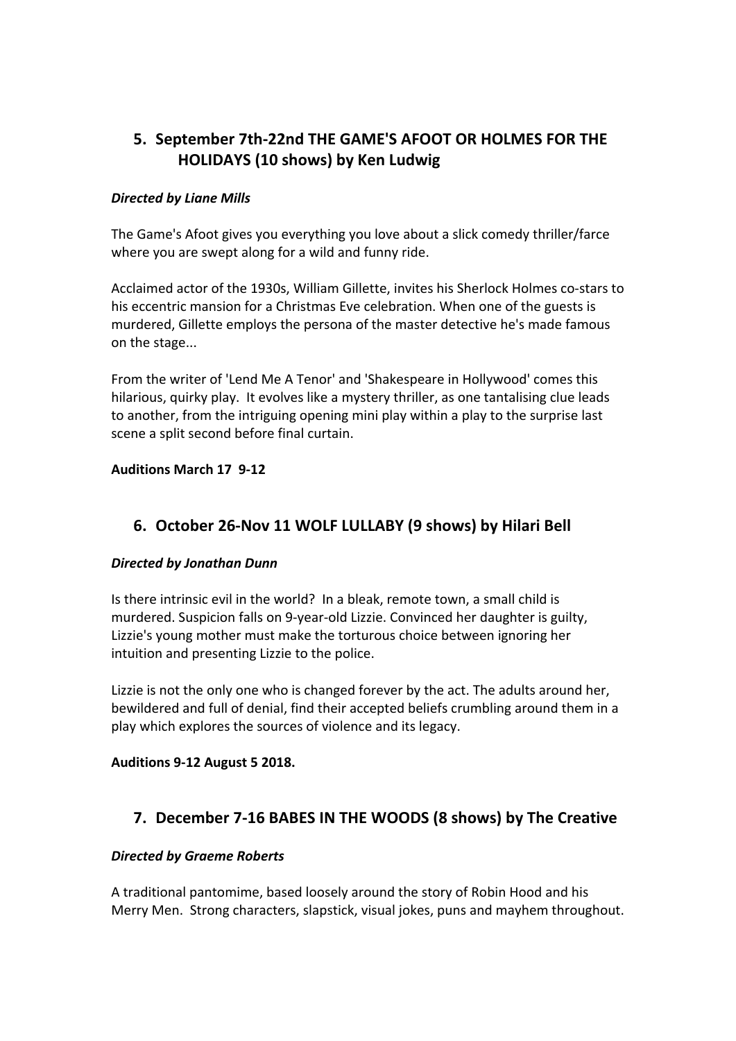## 5. September 7th-22nd THE GAME'S AFOOT OR HOLMES FOR THE HOLIDAYS (10 shows) by Ken Ludwig

***Directed by Liane Mills***

The Game's Afoot gives you everything you love about a slick comedy thriller/farce where you are swept along for a wild and funny ride.

Acclaimed actor of the 1930s, William Gillette, invites his Sherlock Holmes co-stars to his eccentric mansion for a Christmas Eve celebration. When one of the guests is murdered, Gillette employs the persona of the master detective he's made famous on the stage...

From the writer of 'Lend Me A Tenor' and 'Shakespeare in Hollywood' comes this hilarious, quirky play. It evolves like a mystery thriller, as one tantalising clue leads to another, from the intriguing opening mini play within a play to the surprise last scene a split second before final curtain.

**Auditions March 17 9-12**

## 6. October 26-Nov 11 WOLF LULLABY (9 shows) by Hilari Bell

***Directed by Jonathan Dunn***

Is there intrinsic evil in the world? In a bleak, remote town, a small child is murdered. Suspicion falls on 9-year-old Lizzie. Convinced her daughter is guilty, Lizzie's young mother must make the torturous choice between ignoring her intuition and presenting Lizzie to the police.

Lizzie is not the only one who is changed forever by the act. The adults around her, bewildered and full of denial, find their accepted beliefs crumbling around them in a play which explores the sources of violence and its legacy.

**Auditions 9-12 August 5 2018.**

## 7. December 7-16 BABES IN THE WOODS (8 shows) by The Creative

***Directed by Graeme Roberts***

A traditional pantomime, based loosely around the story of Robin Hood and his Merry Men. Strong characters, slapstick, visual jokes, puns and mayhem throughout.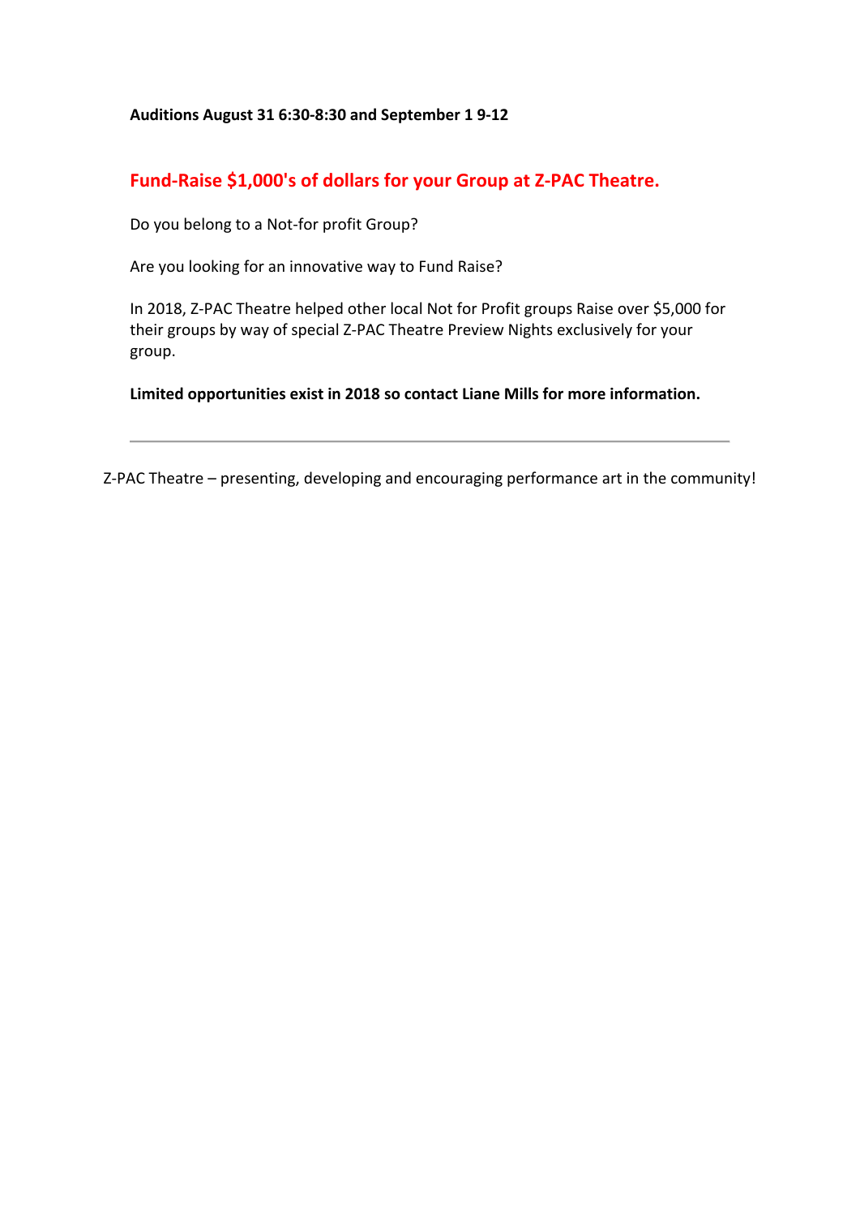**Auditions August 31 6:30-8:30 and September 1 9-12**

## Fund-Raise $1,000's of dollars for your Group at Z-PAC Theatre.

Do you belong to a Not-for profit Group?

Are you looking for an innovative way to Fund Raise?

In 2018, Z-PAC Theatre helped other local Not for Profit groups Raise over $5,000 for their groups by way of special Z-PAC Theatre Preview Nights exclusively for your group.

**Limited opportunities exist in 2018 so contact Liane Mills for more information.**

---

Z-PAC Theatre – presenting, developing and encouraging performance art in the community!